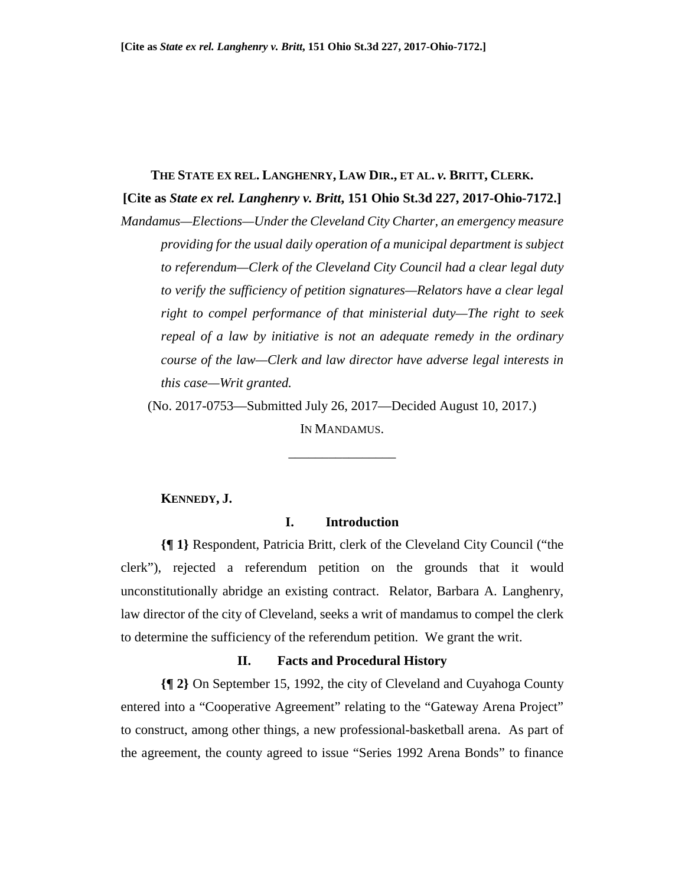**THE STATE EX REL. LANGHENRY, LAW DIR., ET AL. *v.* BRITT, CLERK.**

**[Cite as *State ex rel. Langhenry v. Britt*, 151 Ohio St.3d 227, 2017-Ohio-7172.]**

*Mandamus—Elections—Under the Cleveland City Charter, an emergency measure providing for the usual daily operation of a municipal department is subject to referendum—Clerk of the Cleveland City Council had a clear legal duty to verify the sufficiency of petition signatures—Relators have a clear legal right to compel performance of that ministerial duty—The right to seek repeal of a law by initiative is not an adequate remedy in the ordinary course of the law—Clerk and law director have adverse legal interests in this case—Writ granted.*

(No. 2017-0753—Submitted July 26, 2017—Decided August 10, 2017.)

IN MANDAMUS.

---

**KENNEDY, J.**

## I. Introduction

**{¶ 1}** Respondent, Patricia Britt, clerk of the Cleveland City Council ("the clerk"), rejected a referendum petition on the grounds that it would unconstitutionally abridge an existing contract. Relator, Barbara A. Langhenry, law director of the city of Cleveland, seeks a writ of mandamus to compel the clerk to determine the sufficiency of the referendum petition. We grant the writ.

## II. Facts and Procedural History

**{¶ 2}** On September 15, 1992, the city of Cleveland and Cuyahoga County entered into a "Cooperative Agreement" relating to the "Gateway Arena Project" to construct, among other things, a new professional-basketball arena. As part of the agreement, the county agreed to issue "Series 1992 Arena Bonds" to finance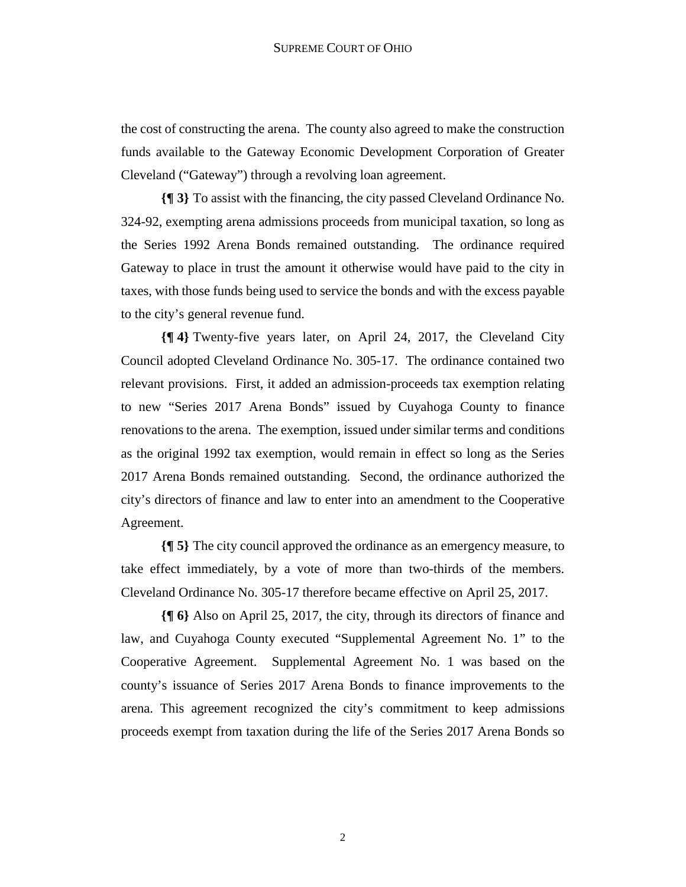the cost of constructing the arena. The county also agreed to make the construction funds available to the Gateway Economic Development Corporation of Greater Cleveland ("Gateway") through a revolving loan agreement.

**{¶ 3}** To assist with the financing, the city passed Cleveland Ordinance No. 324-92, exempting arena admissions proceeds from municipal taxation, so long as the Series 1992 Arena Bonds remained outstanding. The ordinance required Gateway to place in trust the amount it otherwise would have paid to the city in taxes, with those funds being used to service the bonds and with the excess payable to the city's general revenue fund.

**{¶ 4}** Twenty-five years later, on April 24, 2017, the Cleveland City Council adopted Cleveland Ordinance No. 305-17. The ordinance contained two relevant provisions. First, it added an admission-proceeds tax exemption relating to new "Series 2017 Arena Bonds" issued by Cuyahoga County to finance renovations to the arena. The exemption, issued under similar terms and conditions as the original 1992 tax exemption, would remain in effect so long as the Series 2017 Arena Bonds remained outstanding. Second, the ordinance authorized the city's directors of finance and law to enter into an amendment to the Cooperative Agreement.

**{¶ 5}** The city council approved the ordinance as an emergency measure, to take effect immediately, by a vote of more than two-thirds of the members. Cleveland Ordinance No. 305-17 therefore became effective on April 25, 2017.

**{¶ 6}** Also on April 25, 2017, the city, through its directors of finance and law, and Cuyahoga County executed "Supplemental Agreement No. 1" to the Cooperative Agreement. Supplemental Agreement No. 1 was based on the county's issuance of Series 2017 Arena Bonds to finance improvements to the arena. This agreement recognized the city's commitment to keep admissions proceeds exempt from taxation during the life of the Series 2017 Arena Bonds so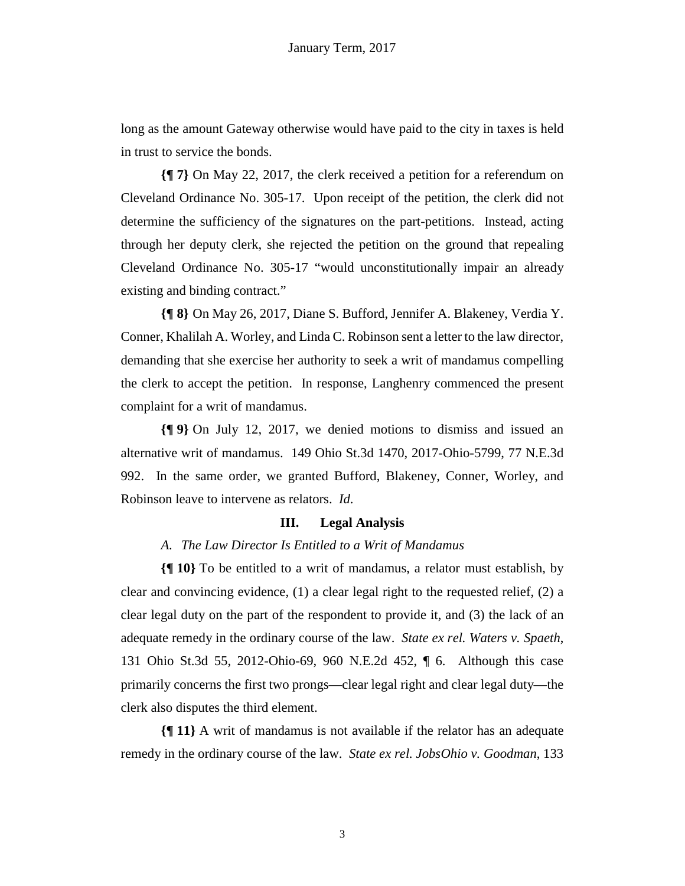long as the amount Gateway otherwise would have paid to the city in taxes is held in trust to service the bonds.

**{¶ 7}** On May 22, 2017, the clerk received a petition for a referendum on Cleveland Ordinance No. 305-17. Upon receipt of the petition, the clerk did not determine the sufficiency of the signatures on the part-petitions. Instead, acting through her deputy clerk, she rejected the petition on the ground that repealing Cleveland Ordinance No. 305-17 "would unconstitutionally impair an already existing and binding contract."

**{¶ 8}** On May 26, 2017, Diane S. Bufford, Jennifer A. Blakeney, Verdia Y. Conner, Khalilah A. Worley, and Linda C. Robinson sent a letter to the law director, demanding that she exercise her authority to seek a writ of mandamus compelling the clerk to accept the petition. In response, Langhenry commenced the present complaint for a writ of mandamus.

**{¶ 9}** On July 12, 2017, we denied motions to dismiss and issued an alternative writ of mandamus. 149 Ohio St.3d 1470, 2017-Ohio-5799, 77 N.E.3d 992. In the same order, we granted Bufford, Blakeney, Conner, Worley, and Robinson leave to intervene as relators. *Id.*

## III. Legal Analysis

### *A. The Law Director Is Entitled to a Writ of Mandamus*

**{¶ 10}** To be entitled to a writ of mandamus, a relator must establish, by clear and convincing evidence, (1) a clear legal right to the requested relief, (2) a clear legal duty on the part of the respondent to provide it, and (3) the lack of an adequate remedy in the ordinary course of the law. *State ex rel. Waters v. Spaeth*, 131 Ohio St.3d 55, 2012-Ohio-69, 960 N.E.2d 452, ¶ 6. Although this case primarily concerns the first two prongs—clear legal right and clear legal duty—the clerk also disputes the third element.

**{¶ 11}** A writ of mandamus is not available if the relator has an adequate remedy in the ordinary course of the law. *State ex rel. JobsOhio v. Goodman*, 133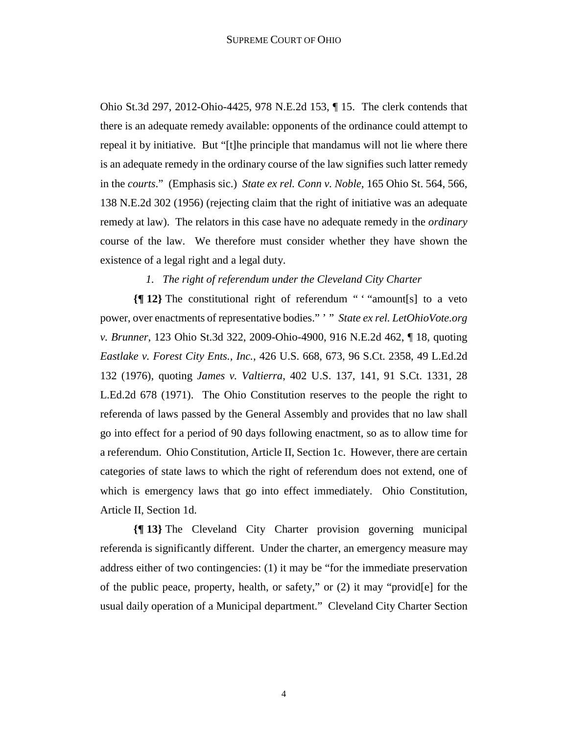Ohio St.3d 297, 2012-Ohio-4425, 978 N.E.2d 153, ¶ 15. The clerk contends that there is an adequate remedy available: opponents of the ordinance could attempt to repeal it by initiative. But "[t]he principle that mandamus will not lie where there is an adequate remedy in the ordinary course of the law signifies such latter remedy in the *courts*." (Emphasis sic.) *State ex rel. Conn v. Noble*, 165 Ohio St. 564, 566, 138 N.E.2d 302 (1956) (rejecting claim that the right of initiative was an adequate remedy at law). The relators in this case have no adequate remedy in the *ordinary* course of the law. We therefore must consider whether they have shown the existence of a legal right and a legal duty.

*1. The right of referendum under the Cleveland City Charter*

**{¶ 12}** The constitutional right of referendum " ' "amount[s] to a veto power, over enactments of representative bodies." ' " *State ex rel. LetOhioVote.org v. Brunner*, 123 Ohio St.3d 322, 2009-Ohio-4900, 916 N.E.2d 462, ¶ 18, quoting *Eastlake v. Forest City Ents., Inc.*, 426 U.S. 668, 673, 96 S.Ct. 2358, 49 L.Ed.2d 132 (1976), quoting *James v. Valtierra*, 402 U.S. 137, 141, 91 S.Ct. 1331, 28 L.Ed.2d 678 (1971). The Ohio Constitution reserves to the people the right to referenda of laws passed by the General Assembly and provides that no law shall go into effect for a period of 90 days following enactment, so as to allow time for a referendum. Ohio Constitution, Article II, Section 1c. However, there are certain categories of state laws to which the right of referendum does not extend, one of which is emergency laws that go into effect immediately. Ohio Constitution, Article II, Section 1d.

**{¶ 13}** The Cleveland City Charter provision governing municipal referenda is significantly different. Under the charter, an emergency measure may address either of two contingencies: (1) it may be "for the immediate preservation of the public peace, property, health, or safety," or (2) it may "provid[e] for the usual daily operation of a Municipal department." Cleveland City Charter Section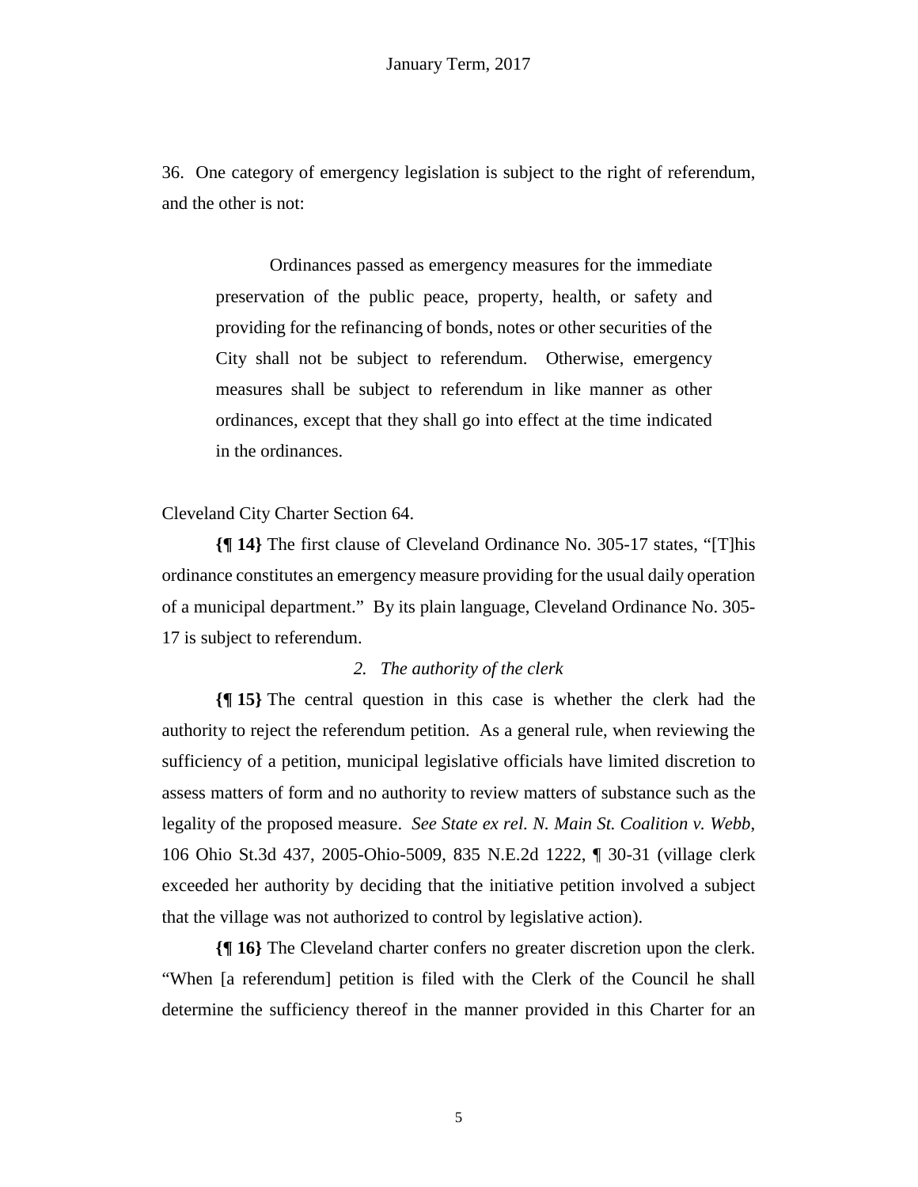36. One category of emergency legislation is subject to the right of referendum, and the other is not:

> Ordinances passed as emergency measures for the immediate preservation of the public peace, property, health, or safety and providing for the refinancing of bonds, notes or other securities of the City shall not be subject to referendum. Otherwise, emergency measures shall be subject to referendum in like manner as other ordinances, except that they shall go into effect at the time indicated in the ordinances.

Cleveland City Charter Section 64.

**{¶ 14}** The first clause of Cleveland Ordinance No. 305-17 states, "[T]his ordinance constitutes an emergency measure providing for the usual daily operation of a municipal department." By its plain language, Cleveland Ordinance No. 305-17 is subject to referendum.

*2. The authority of the clerk*

**{¶ 15}** The central question in this case is whether the clerk had the authority to reject the referendum petition. As a general rule, when reviewing the sufficiency of a petition, municipal legislative officials have limited discretion to assess matters of form and no authority to review matters of substance such as the legality of the proposed measure. *See State ex rel. N. Main St. Coalition v. Webb*, 106 Ohio St.3d 437, 2005-Ohio-5009, 835 N.E.2d 1222, ¶ 30-31 (village clerk exceeded her authority by deciding that the initiative petition involved a subject that the village was not authorized to control by legislative action).

**{¶ 16}** The Cleveland charter confers no greater discretion upon the clerk. "When [a referendum] petition is filed with the Clerk of the Council he shall determine the sufficiency thereof in the manner provided in this Charter for an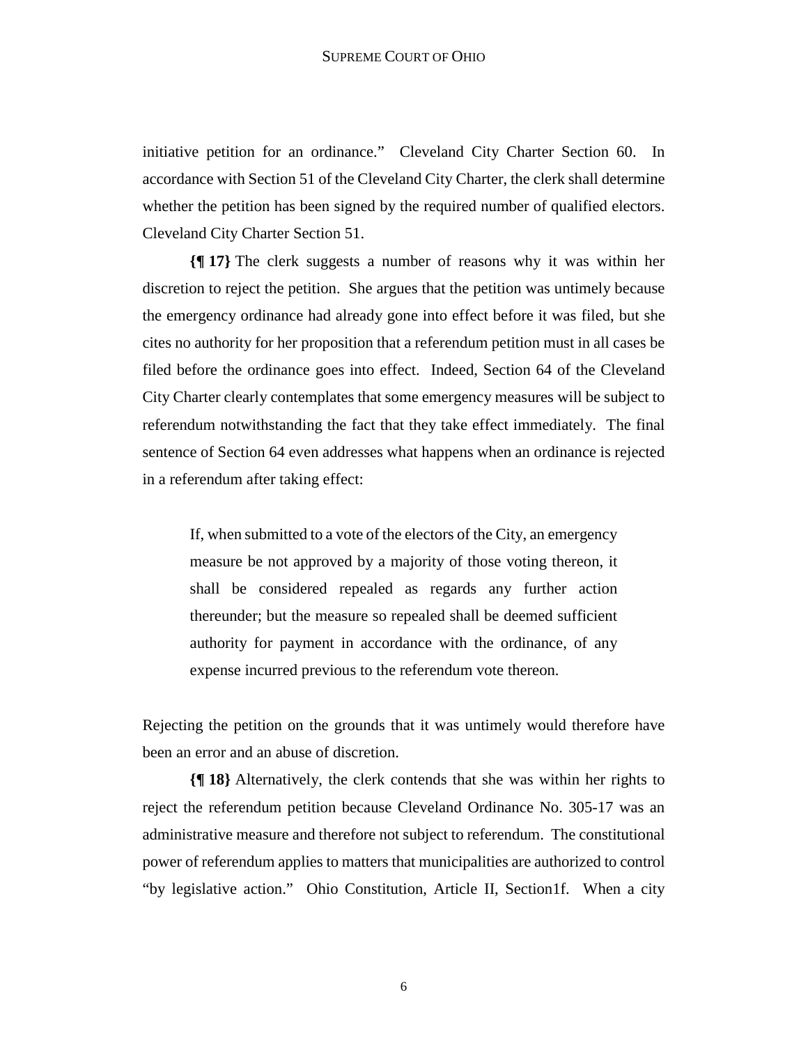initiative petition for an ordinance." Cleveland City Charter Section 60. In accordance with Section 51 of the Cleveland City Charter, the clerk shall determine whether the petition has been signed by the required number of qualified electors. Cleveland City Charter Section 51.

**{¶ 17}** The clerk suggests a number of reasons why it was within her discretion to reject the petition. She argues that the petition was untimely because the emergency ordinance had already gone into effect before it was filed, but she cites no authority for her proposition that a referendum petition must in all cases be filed before the ordinance goes into effect. Indeed, Section 64 of the Cleveland City Charter clearly contemplates that some emergency measures will be subject to referendum notwithstanding the fact that they take effect immediately. The final sentence of Section 64 even addresses what happens when an ordinance is rejected in a referendum after taking effect:

> If, when submitted to a vote of the electors of the City, an emergency measure be not approved by a majority of those voting thereon, it shall be considered repealed as regards any further action thereunder; but the measure so repealed shall be deemed sufficient authority for payment in accordance with the ordinance, of any expense incurred previous to the referendum vote thereon.

Rejecting the petition on the grounds that it was untimely would therefore have been an error and an abuse of discretion.

**{¶ 18}** Alternatively, the clerk contends that she was within her rights to reject the referendum petition because Cleveland Ordinance No. 305-17 was an administrative measure and therefore not subject to referendum. The constitutional power of referendum applies to matters that municipalities are authorized to control "by legislative action." Ohio Constitution, Article II, Section1f. When a city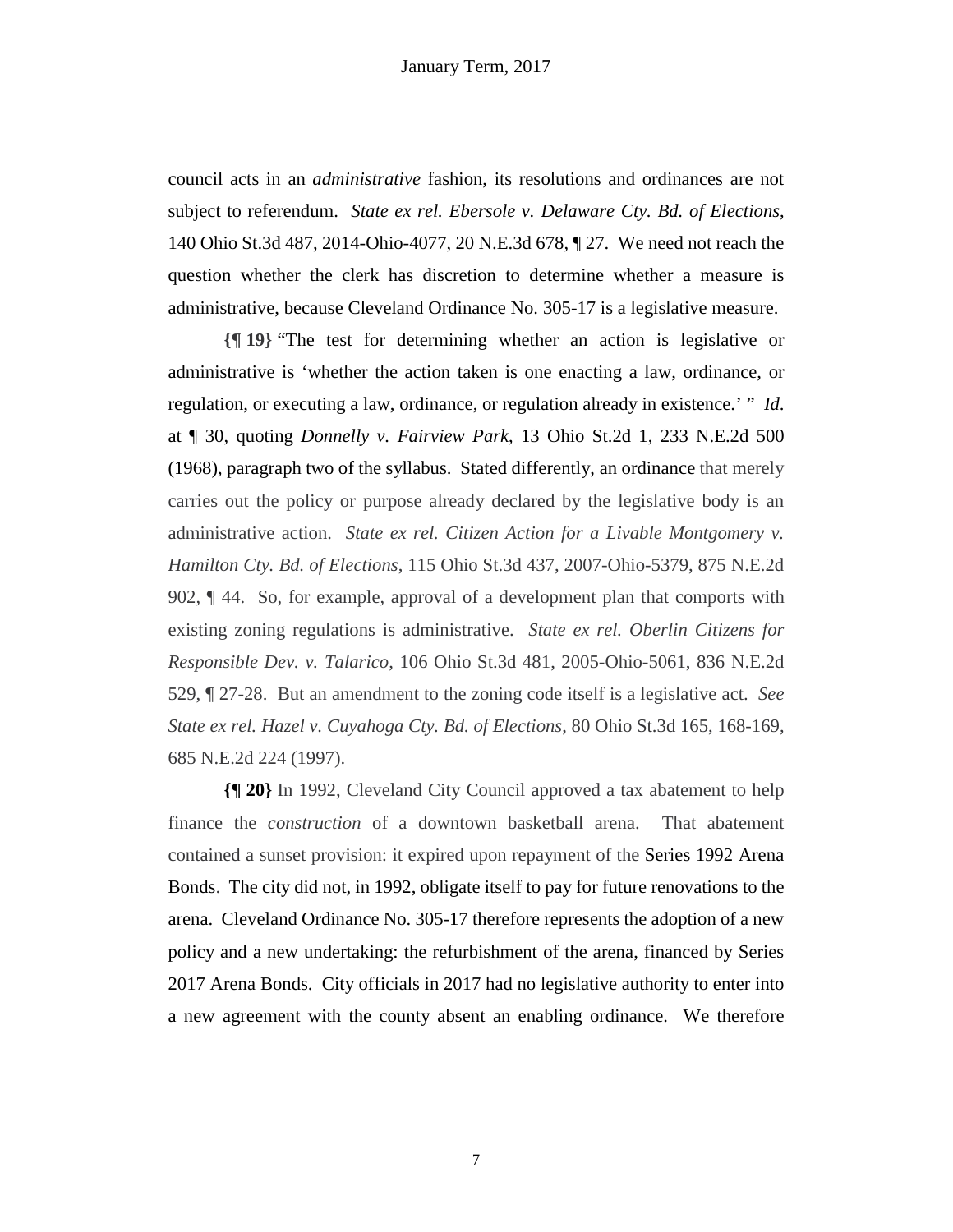council acts in an *administrative* fashion, its resolutions and ordinances are not subject to referendum. *State ex rel. Ebersole v. Delaware Cty. Bd. of Elections*, 140 Ohio St.3d 487, 2014-Ohio-4077, 20 N.E.3d 678, ¶ 27. We need not reach the question whether the clerk has discretion to determine whether a measure is administrative, because Cleveland Ordinance No. 305-17 is a legislative measure.

**{¶ 19}** "The test for determining whether an action is legislative or administrative is 'whether the action taken is one enacting a law, ordinance, or regulation, or executing a law, ordinance, or regulation already in existence.' " *Id.* at ¶ 30, quoting *Donnelly v. Fairview Park*, 13 Ohio St.2d 1, 233 N.E.2d 500 (1968), paragraph two of the syllabus. Stated differently, an ordinance that merely carries out the policy or purpose already declared by the legislative body is an administrative action. *State ex rel. Citizen Action for a Livable Montgomery v. Hamilton Cty. Bd. of Elections*, 115 Ohio St.3d 437, 2007-Ohio-5379, 875 N.E.2d 902, ¶ 44. So, for example, approval of a development plan that comports with existing zoning regulations is administrative. *State ex rel. Oberlin Citizens for Responsible Dev. v. Talarico*, 106 Ohio St.3d 481, 2005-Ohio-5061, 836 N.E.2d 529, ¶ 27-28. But an amendment to the zoning code itself is a legislative act. *See State ex rel. Hazel v. Cuyahoga Cty. Bd. of Elections*, 80 Ohio St.3d 165, 168-169, 685 N.E.2d 224 (1997).

**{¶ 20}** In 1992, Cleveland City Council approved a tax abatement to help finance the *construction* of a downtown basketball arena. That abatement contained a sunset provision: it expired upon repayment of the Series 1992 Arena Bonds. The city did not, in 1992, obligate itself to pay for future renovations to the arena. Cleveland Ordinance No. 305-17 therefore represents the adoption of a new policy and a new undertaking: the refurbishment of the arena, financed by Series 2017 Arena Bonds. City officials in 2017 had no legislative authority to enter into a new agreement with the county absent an enabling ordinance. We therefore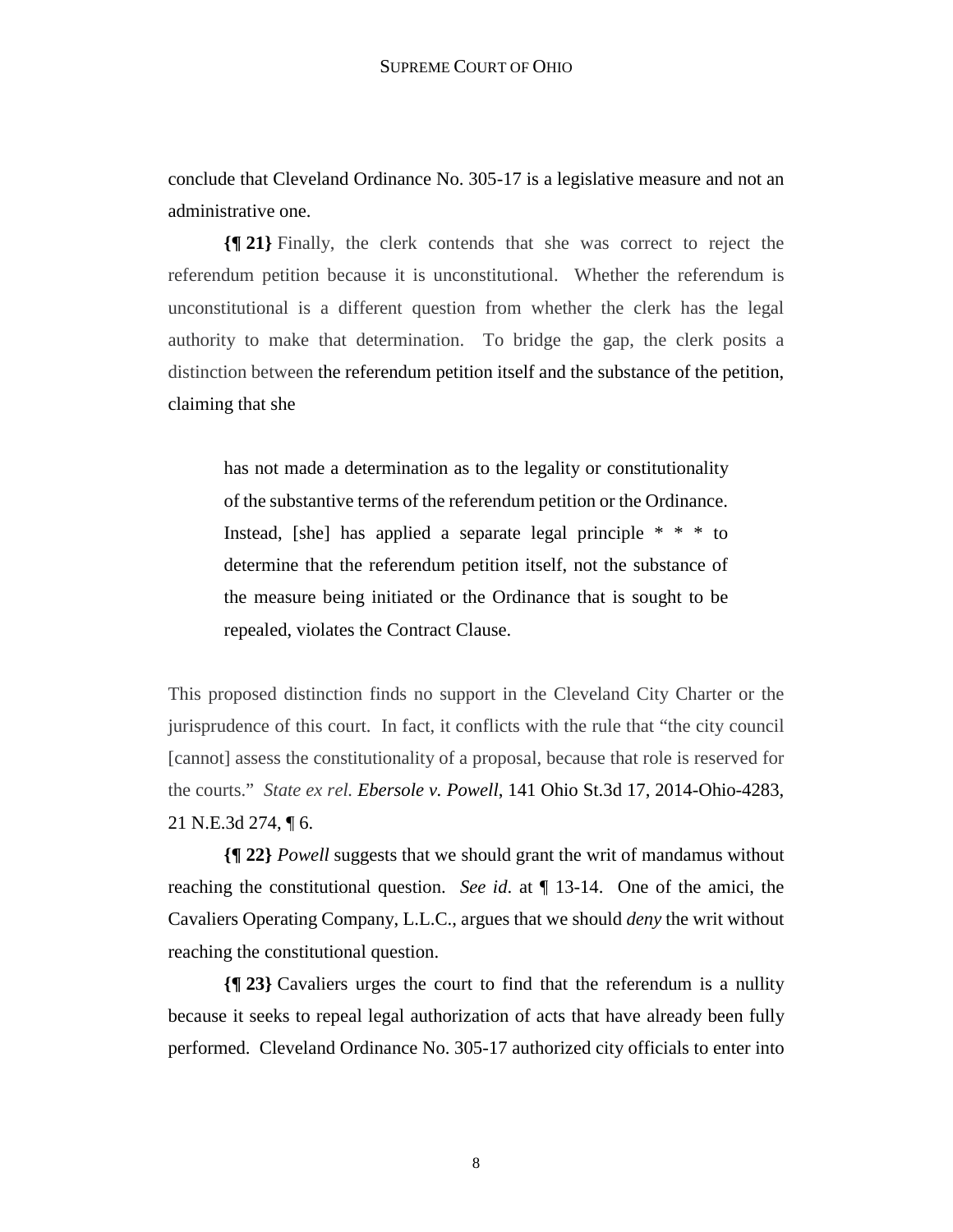conclude that Cleveland Ordinance No. 305-17 is a legislative measure and not an administrative one.

**{¶ 21}** Finally, the clerk contends that she was correct to reject the referendum petition because it is unconstitutional. Whether the referendum is unconstitutional is a different question from whether the clerk has the legal authority to make that determination. To bridge the gap, the clerk posits a distinction between the referendum petition itself and the substance of the petition, claiming that she

> has not made a determination as to the legality or constitutionality of the substantive terms of the referendum petition or the Ordinance. Instead, [she] has applied a separate legal principle * * * to determine that the referendum petition itself, not the substance of the measure being initiated or the Ordinance that is sought to be repealed, violates the Contract Clause.

This proposed distinction finds no support in the Cleveland City Charter or the jurisprudence of this court. In fact, it conflicts with the rule that "the city council [cannot] assess the constitutionality of a proposal, because that role is reserved for the courts." *State ex rel. Ebersole v. Powell*, 141 Ohio St.3d 17, 2014-Ohio-4283, 21 N.E.3d 274, ¶ 6.

**{¶ 22}** *Powell* suggests that we should grant the writ of mandamus without reaching the constitutional question. *See id.* at ¶ 13-14. One of the amici, the Cavaliers Operating Company, L.L.C., argues that we should *deny* the writ without reaching the constitutional question.

**{¶ 23}** Cavaliers urges the court to find that the referendum is a nullity because it seeks to repeal legal authorization of acts that have already been fully performed. Cleveland Ordinance No. 305-17 authorized city officials to enter into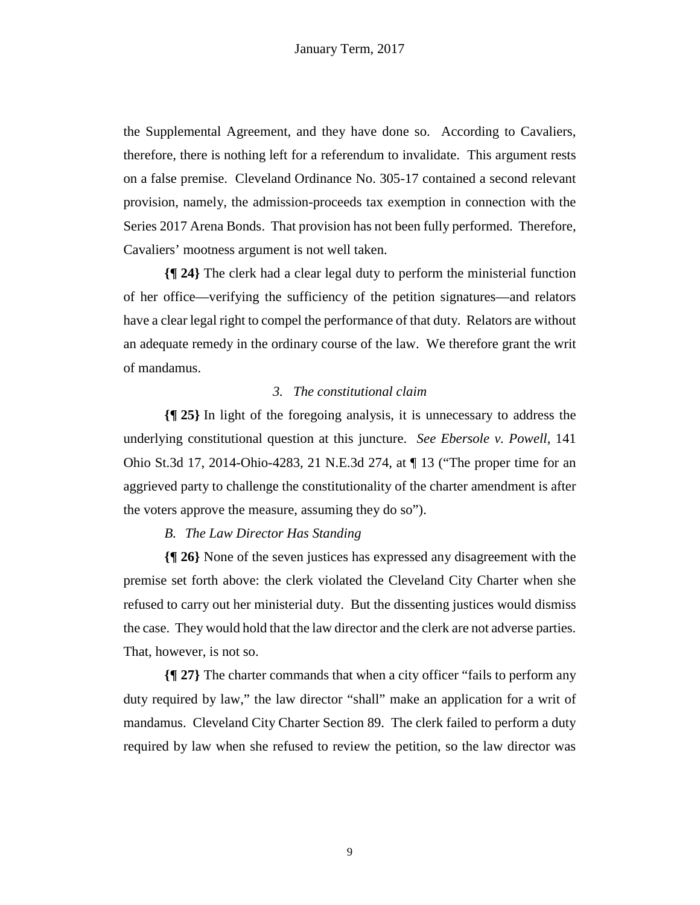the Supplemental Agreement, and they have done so. According to Cavaliers, therefore, there is nothing left for a referendum to invalidate. This argument rests on a false premise. Cleveland Ordinance No. 305-17 contained a second relevant provision, namely, the admission-proceeds tax exemption in connection with the Series 2017 Arena Bonds. That provision has not been fully performed. Therefore, Cavaliers' mootness argument is not well taken.

**{¶ 24}** The clerk had a clear legal duty to perform the ministerial function of her office—verifying the sufficiency of the petition signatures—and relators have a clear legal right to compel the performance of that duty. Relators are without an adequate remedy in the ordinary course of the law. We therefore grant the writ of mandamus.

*3. The constitutional claim*

**{¶ 25}** In light of the foregoing analysis, it is unnecessary to address the underlying constitutional question at this juncture. *See Ebersole v. Powell*, 141 Ohio St.3d 17, 2014-Ohio-4283, 21 N.E.3d 274, at ¶ 13 ("The proper time for an aggrieved party to challenge the constitutionality of the charter amendment is after the voters approve the measure, assuming they do so").

*B. The Law Director Has Standing*

**{¶ 26}** None of the seven justices has expressed any disagreement with the premise set forth above: the clerk violated the Cleveland City Charter when she refused to carry out her ministerial duty. But the dissenting justices would dismiss the case. They would hold that the law director and the clerk are not adverse parties. That, however, is not so.

**{¶ 27}** The charter commands that when a city officer "fails to perform any duty required by law," the law director "shall" make an application for a writ of mandamus. Cleveland City Charter Section 89. The clerk failed to perform a duty required by law when she refused to review the petition, so the law director was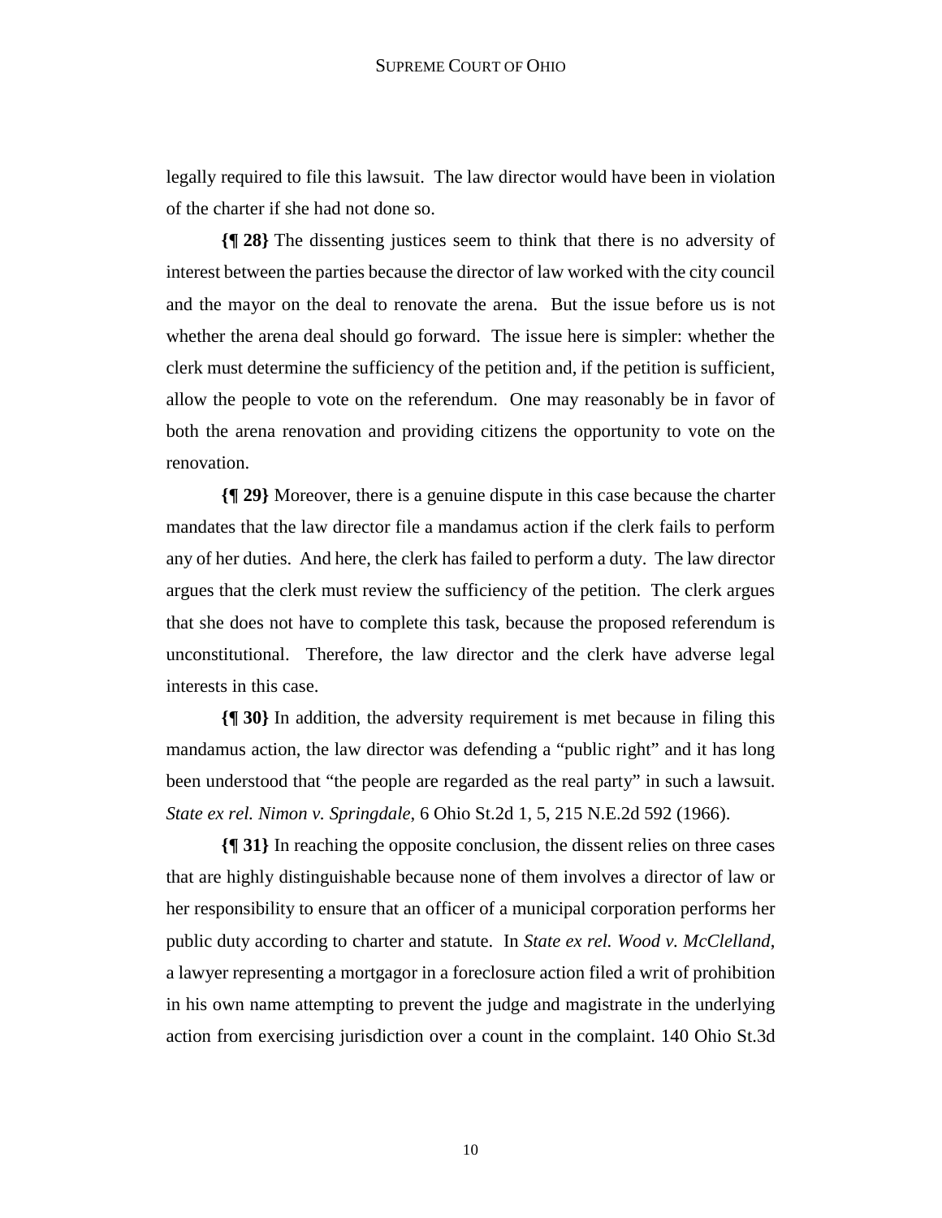legally required to file this lawsuit. The law director would have been in violation of the charter if she had not done so.

**{¶ 28}** The dissenting justices seem to think that there is no adversity of interest between the parties because the director of law worked with the city council and the mayor on the deal to renovate the arena. But the issue before us is not whether the arena deal should go forward. The issue here is simpler: whether the clerk must determine the sufficiency of the petition and, if the petition is sufficient, allow the people to vote on the referendum. One may reasonably be in favor of both the arena renovation and providing citizens the opportunity to vote on the renovation.

**{¶ 29}** Moreover, there is a genuine dispute in this case because the charter mandates that the law director file a mandamus action if the clerk fails to perform any of her duties. And here, the clerk has failed to perform a duty. The law director argues that the clerk must review the sufficiency of the petition. The clerk argues that she does not have to complete this task, because the proposed referendum is unconstitutional. Therefore, the law director and the clerk have adverse legal interests in this case.

**{¶ 30}** In addition, the adversity requirement is met because in filing this mandamus action, the law director was defending a "public right" and it has long been understood that "the people are regarded as the real party" in such a lawsuit. *State ex rel. Nimon v. Springdale*, 6 Ohio St.2d 1, 5, 215 N.E.2d 592 (1966).

**{¶ 31}** In reaching the opposite conclusion, the dissent relies on three cases that are highly distinguishable because none of them involves a director of law or her responsibility to ensure that an officer of a municipal corporation performs her public duty according to charter and statute. In *State ex rel. Wood v. McClelland*, a lawyer representing a mortgagor in a foreclosure action filed a writ of prohibition in his own name attempting to prevent the judge and magistrate in the underlying action from exercising jurisdiction over a count in the complaint. 140 Ohio St.3d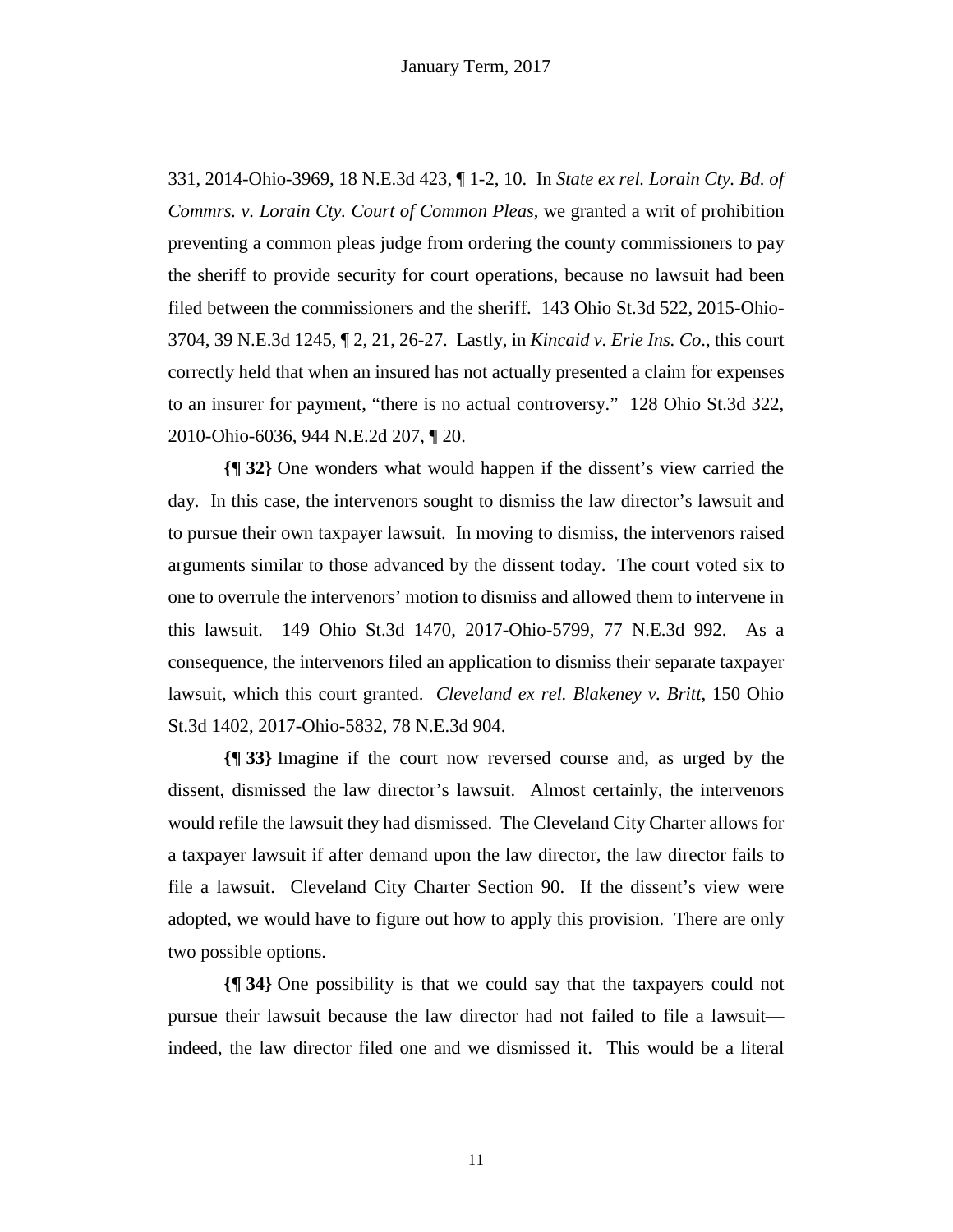331, 2014-Ohio-3969, 18 N.E.3d 423, ¶ 1-2, 10. In *State ex rel. Lorain Cty. Bd. of Commrs. v. Lorain Cty. Court of Common Pleas*, we granted a writ of prohibition preventing a common pleas judge from ordering the county commissioners to pay the sheriff to provide security for court operations, because no lawsuit had been filed between the commissioners and the sheriff. 143 Ohio St.3d 522, 2015-Ohio-3704, 39 N.E.3d 1245, ¶ 2, 21, 26-27. Lastly, in *Kincaid v. Erie Ins. Co.*, this court correctly held that when an insured has not actually presented a claim for expenses to an insurer for payment, "there is no actual controversy." 128 Ohio St.3d 322, 2010-Ohio-6036, 944 N.E.2d 207, ¶ 20.

**{¶ 32}** One wonders what would happen if the dissent's view carried the day. In this case, the intervenors sought to dismiss the law director's lawsuit and to pursue their own taxpayer lawsuit. In moving to dismiss, the intervenors raised arguments similar to those advanced by the dissent today. The court voted six to one to overrule the intervenors' motion to dismiss and allowed them to intervene in this lawsuit. 149 Ohio St.3d 1470, 2017-Ohio-5799, 77 N.E.3d 992. As a consequence, the intervenors filed an application to dismiss their separate taxpayer lawsuit, which this court granted. *Cleveland ex rel. Blakeney v. Britt*, 150 Ohio St.3d 1402, 2017-Ohio-5832, 78 N.E.3d 904.

**{¶ 33}** Imagine if the court now reversed course and, as urged by the dissent, dismissed the law director's lawsuit. Almost certainly, the intervenors would refile the lawsuit they had dismissed. The Cleveland City Charter allows for a taxpayer lawsuit if after demand upon the law director, the law director fails to file a lawsuit. Cleveland City Charter Section 90. If the dissent's view were adopted, we would have to figure out how to apply this provision. There are only two possible options.

**{¶ 34}** One possibility is that we could say that the taxpayers could not pursue their lawsuit because the law director had not failed to file a lawsuit—indeed, the law director filed one and we dismissed it. This would be a literal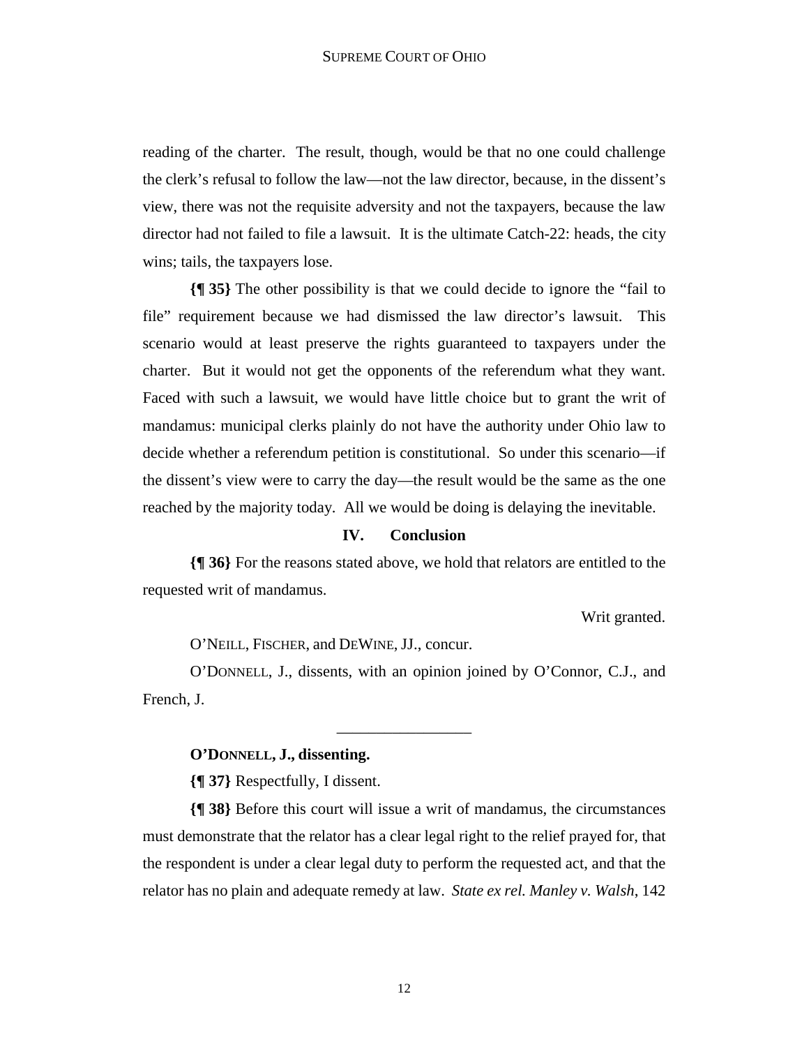reading of the charter. The result, though, would be that no one could challenge the clerk's refusal to follow the law—not the law director, because, in the dissent's view, there was not the requisite adversity and not the taxpayers, because the law director had not failed to file a lawsuit. It is the ultimate Catch-22: heads, the city wins; tails, the taxpayers lose.

**{¶ 35}** The other possibility is that we could decide to ignore the "fail to file" requirement because we had dismissed the law director's lawsuit. This scenario would at least preserve the rights guaranteed to taxpayers under the charter. But it would not get the opponents of the referendum what they want. Faced with such a lawsuit, we would have little choice but to grant the writ of mandamus: municipal clerks plainly do not have the authority under Ohio law to decide whether a referendum petition is constitutional. So under this scenario—if the dissent's view were to carry the day—the result would be the same as the one reached by the majority today. All we would be doing is delaying the inevitable.

## IV. Conclusion

**{¶ 36}** For the reasons stated above, we hold that relators are entitled to the requested writ of mandamus.

Writ granted.

O'NEILL, FISCHER, and DEWINE, JJ., concur.

O'DONNELL, J., dissents, with an opinion joined by O'Connor, C.J., and French, J.

---

**O'DONNELL, J., dissenting.**

**{¶ 37}** Respectfully, I dissent.

**{¶ 38}** Before this court will issue a writ of mandamus, the circumstances must demonstrate that the relator has a clear legal right to the relief prayed for, that the respondent is under a clear legal duty to perform the requested act, and that the relator has no plain and adequate remedy at law. *State ex rel. Manley v. Walsh*, 142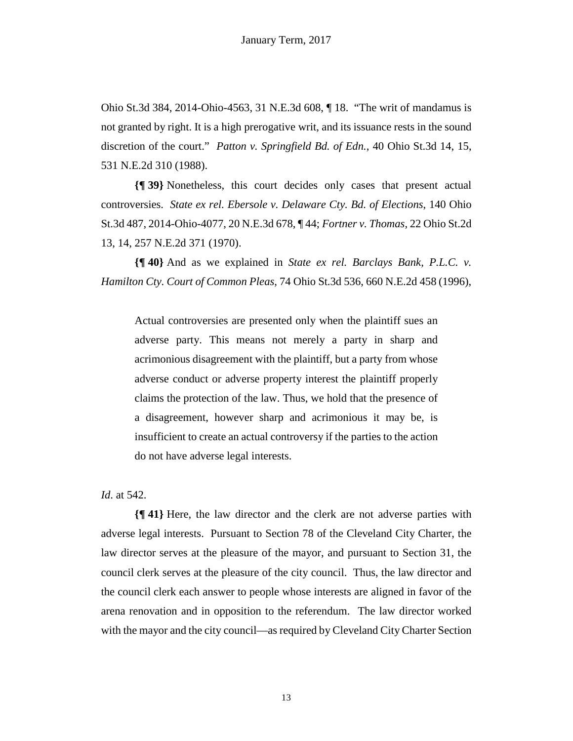Ohio St.3d 384, 2014-Ohio-4563, 31 N.E.3d 608, ¶ 18. "The writ of mandamus is not granted by right. It is a high prerogative writ, and its issuance rests in the sound discretion of the court." *Patton v. Springfield Bd. of Edn.*, 40 Ohio St.3d 14, 15, 531 N.E.2d 310 (1988).

**{¶ 39}** Nonetheless, this court decides only cases that present actual controversies. *State ex rel. Ebersole v. Delaware Cty. Bd. of Elections*, 140 Ohio St.3d 487, 2014-Ohio-4077, 20 N.E.3d 678, ¶ 44; *Fortner v. Thomas*, 22 Ohio St.2d 13, 14, 257 N.E.2d 371 (1970).

**{¶ 40}** And as we explained in *State ex rel. Barclays Bank, P.L.C. v. Hamilton Cty. Court of Common Pleas*, 74 Ohio St.3d 536, 660 N.E.2d 458 (1996),

> Actual controversies are presented only when the plaintiff sues an adverse party. This means not merely a party in sharp and acrimonious disagreement with the plaintiff, but a party from whose adverse conduct or adverse property interest the plaintiff properly claims the protection of the law. Thus, we hold that the presence of a disagreement, however sharp and acrimonious it may be, is insufficient to create an actual controversy if the parties to the action do not have adverse legal interests.

*Id.* at 542.

**{¶ 41}** Here, the law director and the clerk are not adverse parties with adverse legal interests. Pursuant to Section 78 of the Cleveland City Charter, the law director serves at the pleasure of the mayor, and pursuant to Section 31, the council clerk serves at the pleasure of the city council. Thus, the law director and the council clerk each answer to people whose interests are aligned in favor of the arena renovation and in opposition to the referendum. The law director worked with the mayor and the city council—as required by Cleveland City Charter Section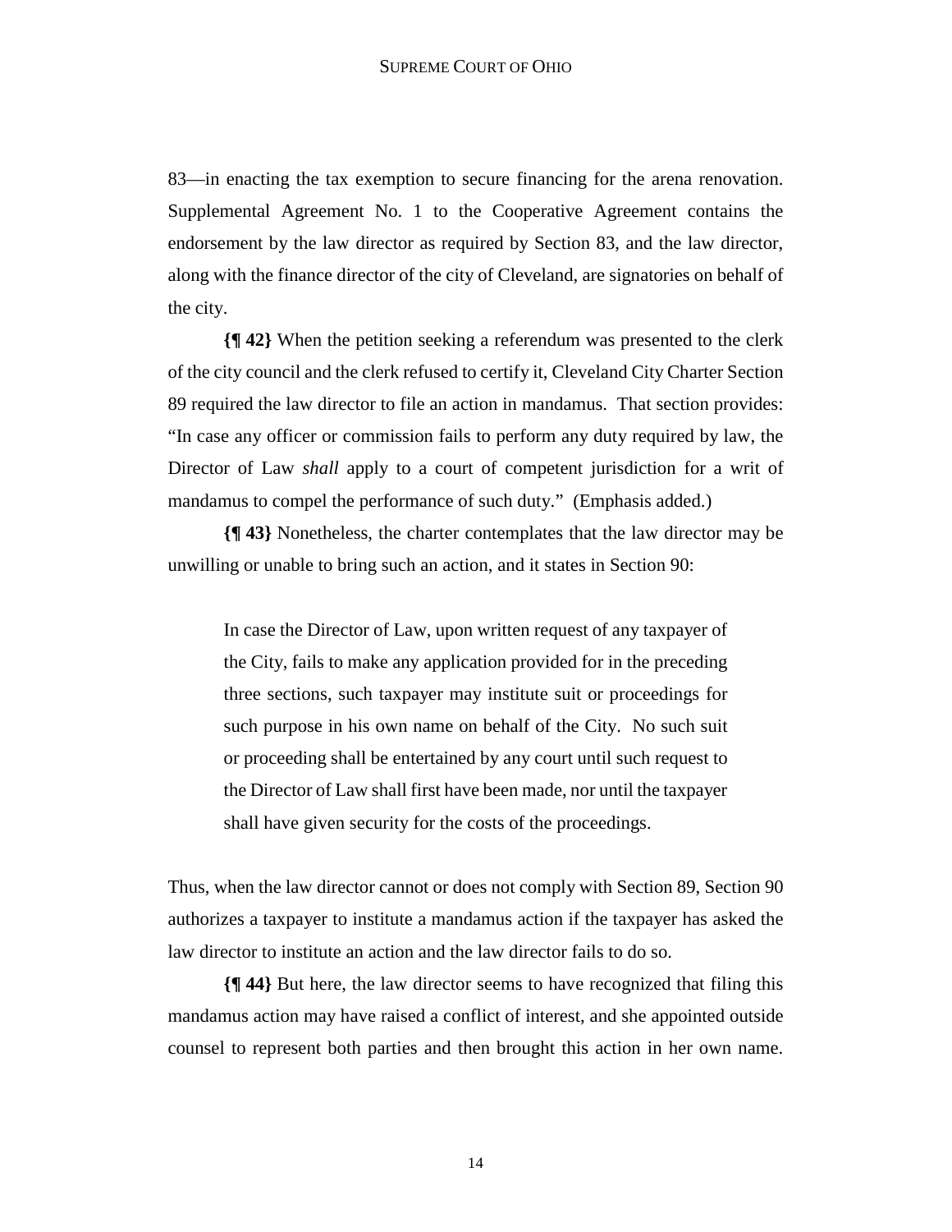83—in enacting the tax exemption to secure financing for the arena renovation. Supplemental Agreement No. 1 to the Cooperative Agreement contains the endorsement by the law director as required by Section 83, and the law director, along with the finance director of the city of Cleveland, are signatories on behalf of the city.

**{¶ 42}** When the petition seeking a referendum was presented to the clerk of the city council and the clerk refused to certify it, Cleveland City Charter Section 89 required the law director to file an action in mandamus. That section provides: "In case any officer or commission fails to perform any duty required by law, the Director of Law *shall* apply to a court of competent jurisdiction for a writ of mandamus to compel the performance of such duty." (Emphasis added.)

**{¶ 43}** Nonetheless, the charter contemplates that the law director may be unwilling or unable to bring such an action, and it states in Section 90:

> In case the Director of Law, upon written request of any taxpayer of the City, fails to make any application provided for in the preceding three sections, such taxpayer may institute suit or proceedings for such purpose in his own name on behalf of the City. No such suit or proceeding shall be entertained by any court until such request to the Director of Law shall first have been made, nor until the taxpayer shall have given security for the costs of the proceedings.

Thus, when the law director cannot or does not comply with Section 89, Section 90 authorizes a taxpayer to institute a mandamus action if the taxpayer has asked the law director to institute an action and the law director fails to do so.

**{¶ 44}** But here, the law director seems to have recognized that filing this mandamus action may have raised a conflict of interest, and she appointed outside counsel to represent both parties and then brought this action in her own name.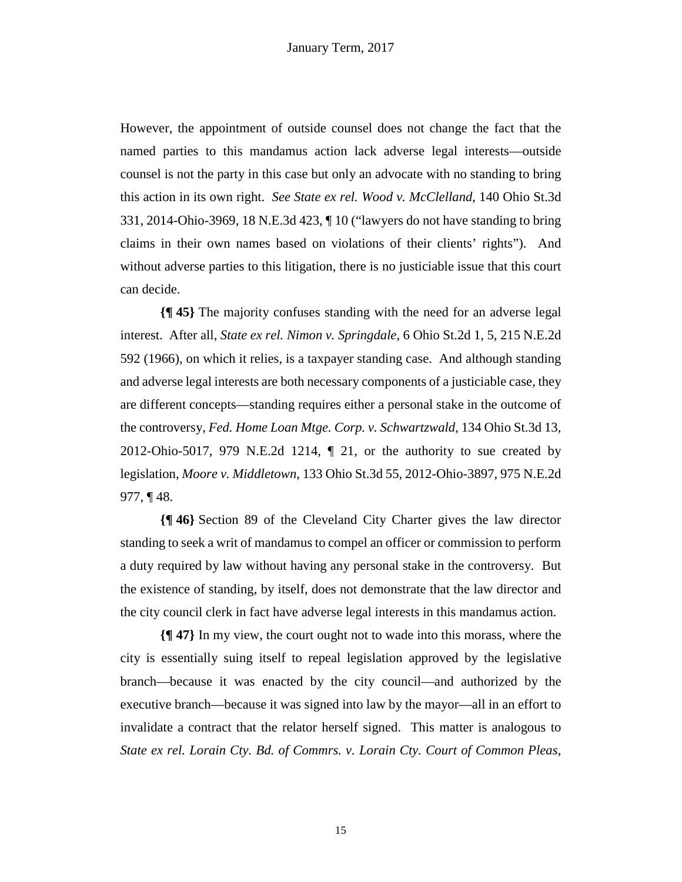However, the appointment of outside counsel does not change the fact that the named parties to this mandamus action lack adverse legal interests—outside counsel is not the party in this case but only an advocate with no standing to bring this action in its own right. *See State ex rel. Wood v. McClelland*, 140 Ohio St.3d 331, 2014-Ohio-3969, 18 N.E.3d 423, ¶ 10 ("lawyers do not have standing to bring claims in their own names based on violations of their clients' rights"). And without adverse parties to this litigation, there is no justiciable issue that this court can decide.

**{¶ 45}** The majority confuses standing with the need for an adverse legal interest. After all, *State ex rel. Nimon v. Springdale*, 6 Ohio St.2d 1, 5, 215 N.E.2d 592 (1966), on which it relies, is a taxpayer standing case. And although standing and adverse legal interests are both necessary components of a justiciable case, they are different concepts—standing requires either a personal stake in the outcome of the controversy, *Fed. Home Loan Mtge. Corp. v. Schwartzwald*, 134 Ohio St.3d 13, 2012-Ohio-5017, 979 N.E.2d 1214, ¶ 21, or the authority to sue created by legislation, *Moore v. Middletown*, 133 Ohio St.3d 55, 2012-Ohio-3897, 975 N.E.2d 977, ¶ 48.

**{¶ 46}** Section 89 of the Cleveland City Charter gives the law director standing to seek a writ of mandamus to compel an officer or commission to perform a duty required by law without having any personal stake in the controversy. But the existence of standing, by itself, does not demonstrate that the law director and the city council clerk in fact have adverse legal interests in this mandamus action.

**{¶ 47}** In my view, the court ought not to wade into this morass, where the city is essentially suing itself to repeal legislation approved by the legislative branch—because it was enacted by the city council—and authorized by the executive branch—because it was signed into law by the mayor—all in an effort to invalidate a contract that the relator herself signed. This matter is analogous to *State ex rel. Lorain Cty. Bd. of Commrs. v. Lorain Cty. Court of Common Pleas*,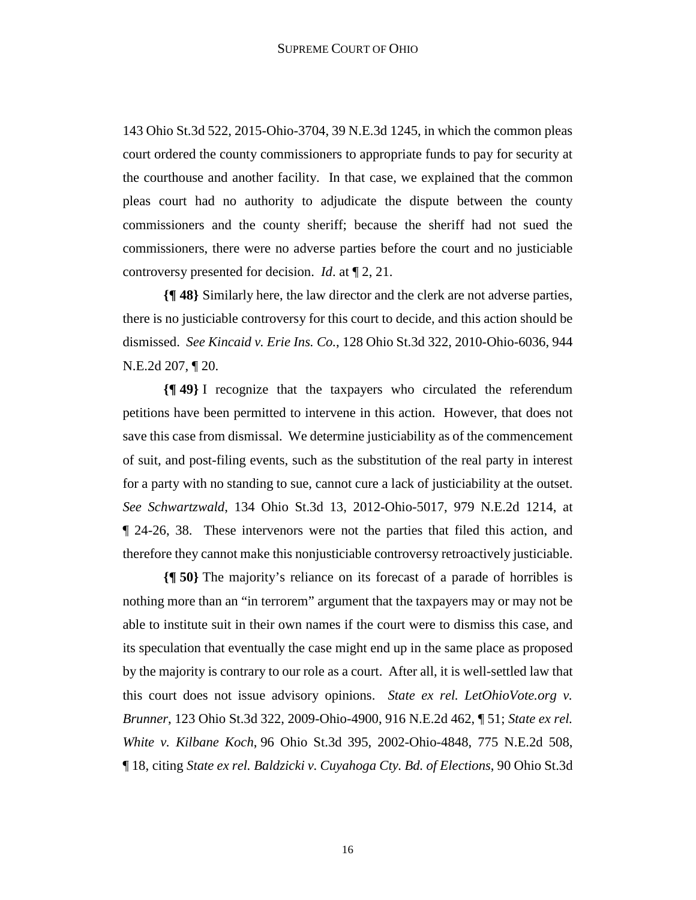143 Ohio St.3d 522, 2015-Ohio-3704, 39 N.E.3d 1245, in which the common pleas court ordered the county commissioners to appropriate funds to pay for security at the courthouse and another facility. In that case, we explained that the common pleas court had no authority to adjudicate the dispute between the county commissioners and the county sheriff; because the sheriff had not sued the commissioners, there were no adverse parties before the court and no justiciable controversy presented for decision. *Id*. at ¶ 2, 21.

**{¶ 48}** Similarly here, the law director and the clerk are not adverse parties, there is no justiciable controversy for this court to decide, and this action should be dismissed. *See Kincaid v. Erie Ins. Co.*, 128 Ohio St.3d 322, 2010-Ohio-6036, 944 N.E.2d 207, ¶ 20.

**{¶ 49}** I recognize that the taxpayers who circulated the referendum petitions have been permitted to intervene in this action. However, that does not save this case from dismissal. We determine justiciability as of the commencement of suit, and post-filing events, such as the substitution of the real party in interest for a party with no standing to sue, cannot cure a lack of justiciability at the outset. *See Schwartzwald*, 134 Ohio St.3d 13, 2012-Ohio-5017, 979 N.E.2d 1214, at ¶ 24-26, 38. These intervenors were not the parties that filed this action, and therefore they cannot make this nonjusticiable controversy retroactively justiciable.

**{¶ 50}** The majority's reliance on its forecast of a parade of horribles is nothing more than an "in terrorem" argument that the taxpayers may or may not be able to institute suit in their own names if the court were to dismiss this case, and its speculation that eventually the case might end up in the same place as proposed by the majority is contrary to our role as a court. After all, it is well-settled law that this court does not issue advisory opinions. *State ex rel. LetOhioVote.org v. Brunner*, 123 Ohio St.3d 322, 2009-Ohio-4900, 916 N.E.2d 462, ¶ 51; *State ex rel. White v. Kilbane Koch*, 96 Ohio St.3d 395, 2002-Ohio-4848, 775 N.E.2d 508, ¶ 18, citing *State ex rel. Baldzicki v. Cuyahoga Cty. Bd. of Elections*, 90 Ohio St.3d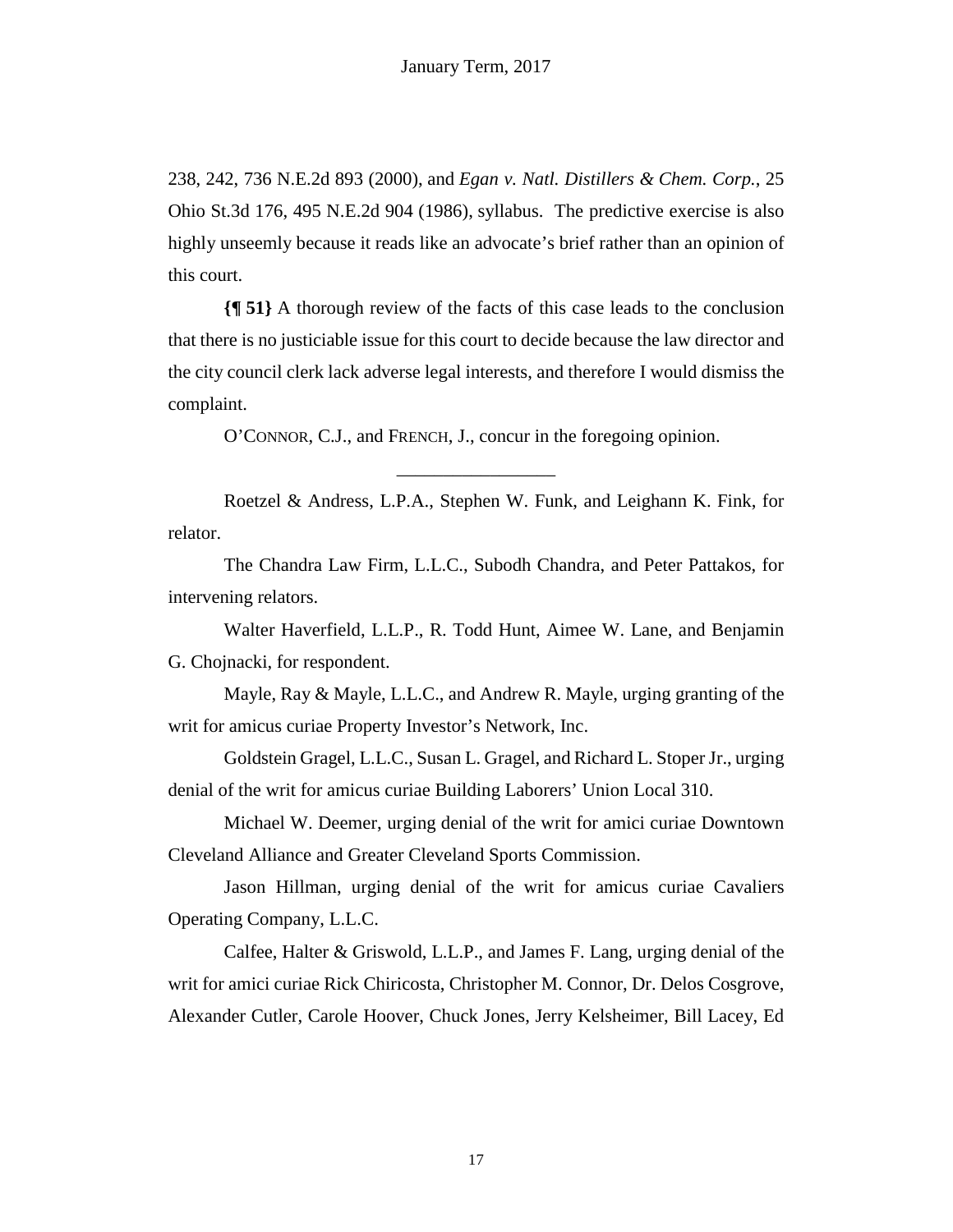238, 242, 736 N.E.2d 893 (2000), and *Egan v. Natl. Distillers & Chem. Corp.*, 25 Ohio St.3d 176, 495 N.E.2d 904 (1986), syllabus. The predictive exercise is also highly unseemly because it reads like an advocate's brief rather than an opinion of this court.

**{¶ 51}** A thorough review of the facts of this case leads to the conclusion that there is no justiciable issue for this court to decide because the law director and the city council clerk lack adverse legal interests, and therefore I would dismiss the complaint.

O'CONNOR, C.J., and FRENCH, J., concur in the foregoing opinion.

---

Roetzel & Andress, L.P.A., Stephen W. Funk, and Leighann K. Fink, for relator.

The Chandra Law Firm, L.L.C., Subodh Chandra, and Peter Pattakos, for intervening relators.

Walter Haverfield, L.L.P., R. Todd Hunt, Aimee W. Lane, and Benjamin G. Chojnacki, for respondent.

Mayle, Ray & Mayle, L.L.C., and Andrew R. Mayle, urging granting of the writ for amicus curiae Property Investor's Network, Inc.

Goldstein Gragel, L.L.C., Susan L. Gragel, and Richard L. Stoper Jr., urging denial of the writ for amicus curiae Building Laborers' Union Local 310.

Michael W. Deemer, urging denial of the writ for amici curiae Downtown Cleveland Alliance and Greater Cleveland Sports Commission.

Jason Hillman, urging denial of the writ for amicus curiae Cavaliers Operating Company, L.L.C.

Calfee, Halter & Griswold, L.L.P., and James F. Lang, urging denial of the writ for amici curiae Rick Chiricosta, Christopher M. Connor, Dr. Delos Cosgrove, Alexander Cutler, Carole Hoover, Chuck Jones, Jerry Kelsheimer, Bill Lacey, Ed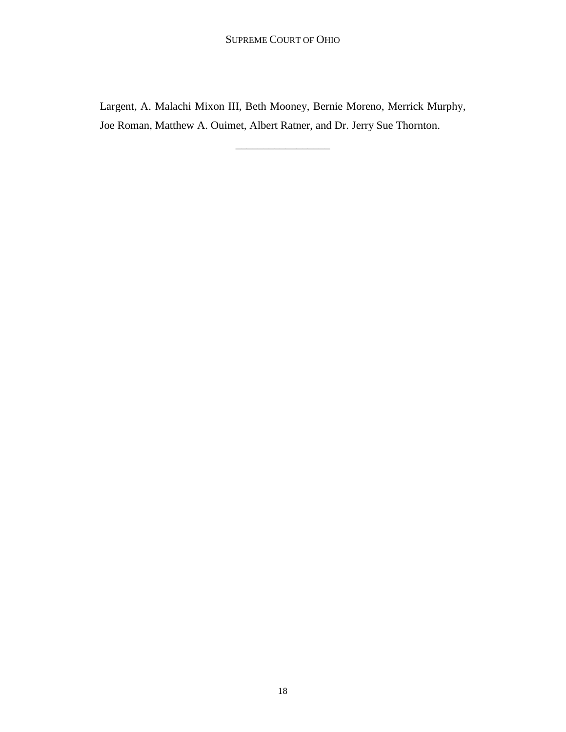Largent, A. Malachi Mixon III, Beth Mooney, Bernie Moreno, Merrick Murphy, Joe Roman, Matthew A. Ouimet, Albert Ratner, and Dr. Jerry Sue Thornton.

\_\_\_\_\_\_\_\_\_\_\_\_\_\_\_\_\_